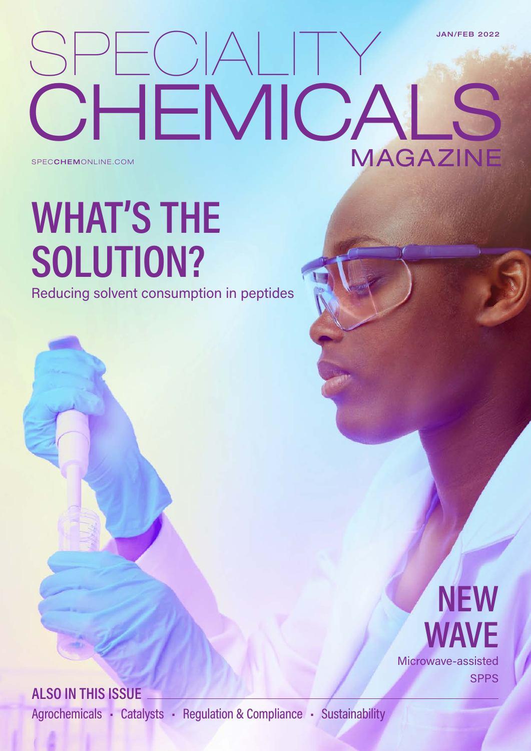JAN/FEB 2022

# SPECIALITY CHEMICALS MAGAZINE

SPECCHEMONLINE.COM

## WHAT'S THE SOLUTION?

Reducing solvent consumption in peptides

## NEW WAVE

Microwave-assisted SPPS

### ALSO IN THIS ISSUE

Agrochemicals · Catalysts · Regulation & Compliance · Sustainability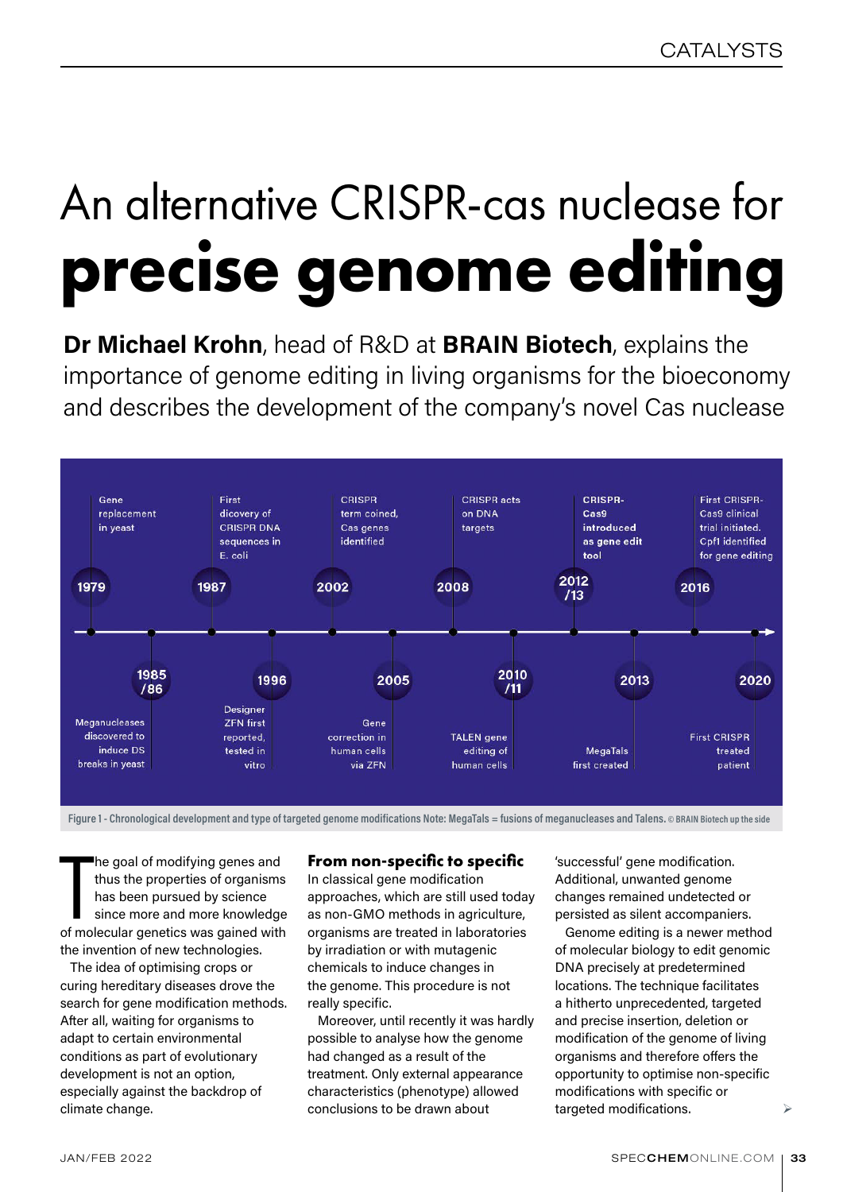# An alternative CRISPR-cas nuclease for **precise genome editing**

**Dr Michael Krohn**, head of R&D at **BRAIN Biotech**, explains the importance of genome editing in living organisms for the bioeconomy and describes the development of the company's novel Cas nuclease

| Year | Event |
| --- | --- |
| 1979 | Gene replacement in yeast |
| 1985/86 | Meganucleases discovered to induce DS breaks in yeast |
| 1987 | First dicovery of CRISPR DNA sequences in E. coli |
| 1996 | Designer ZFN first reported, tested in vitro |
| 2002 | CRISPR term coined, Cas genes identified |
| 2005 | Gene correction in human cells via ZFN |
| 2008 | CRISPR acts on DNA targets |
| 2010/11 | TALEN gene editing of human cells |
| 2012/13 | CRISPR-Cas9 introduced as gene edit tool |
| 2013 | MegaTals first created |
| 2016 | First CRISPR-Cas9 clinical trial initiated. Cpf1 identified for gene editing |
| 2020 | First CRISPR treated patient |

Figure 1 - Chronological development and type of targeted genome modifications Note: MegaTals = fusions of meganucleases and Talens. © BRAIN Biotech up the side

The goal of modifying genes and thus the properties of organisms has been pursued by science since more and more knowledge of molecular genetics was gained with the invention of new technologies.

The idea of optimising crops or curing hereditary diseases drove the search for gene modification methods. After all, waiting for organisms to adapt to certain environmental conditions as part of evolutionary development is not an option, especially against the backdrop of climate change.

## From non-specific to specific

In classical gene modification approaches, which are still used today as non-GMO methods in agriculture, organisms are treated in laboratories by irradiation or with mutagenic chemicals to induce changes in the genome. This procedure is not really specific.

Moreover, until recently it was hardly possible to analyse how the genome had changed as a result of the treatment. Only external appearance characteristics (phenotype) allowed conclusions to be drawn about 'successful' gene modification. Additional, unwanted genome changes remained undetected or persisted as silent accompaniers.

Genome editing is a newer method of molecular biology to edit genomic DNA precisely at predetermined locations. The technique facilitates a hitherto unprecedented, targeted and precise insertion, deletion or modification of the genome of living organisms and therefore offers the opportunity to optimise non-specific modifications with specific or targeted modifications.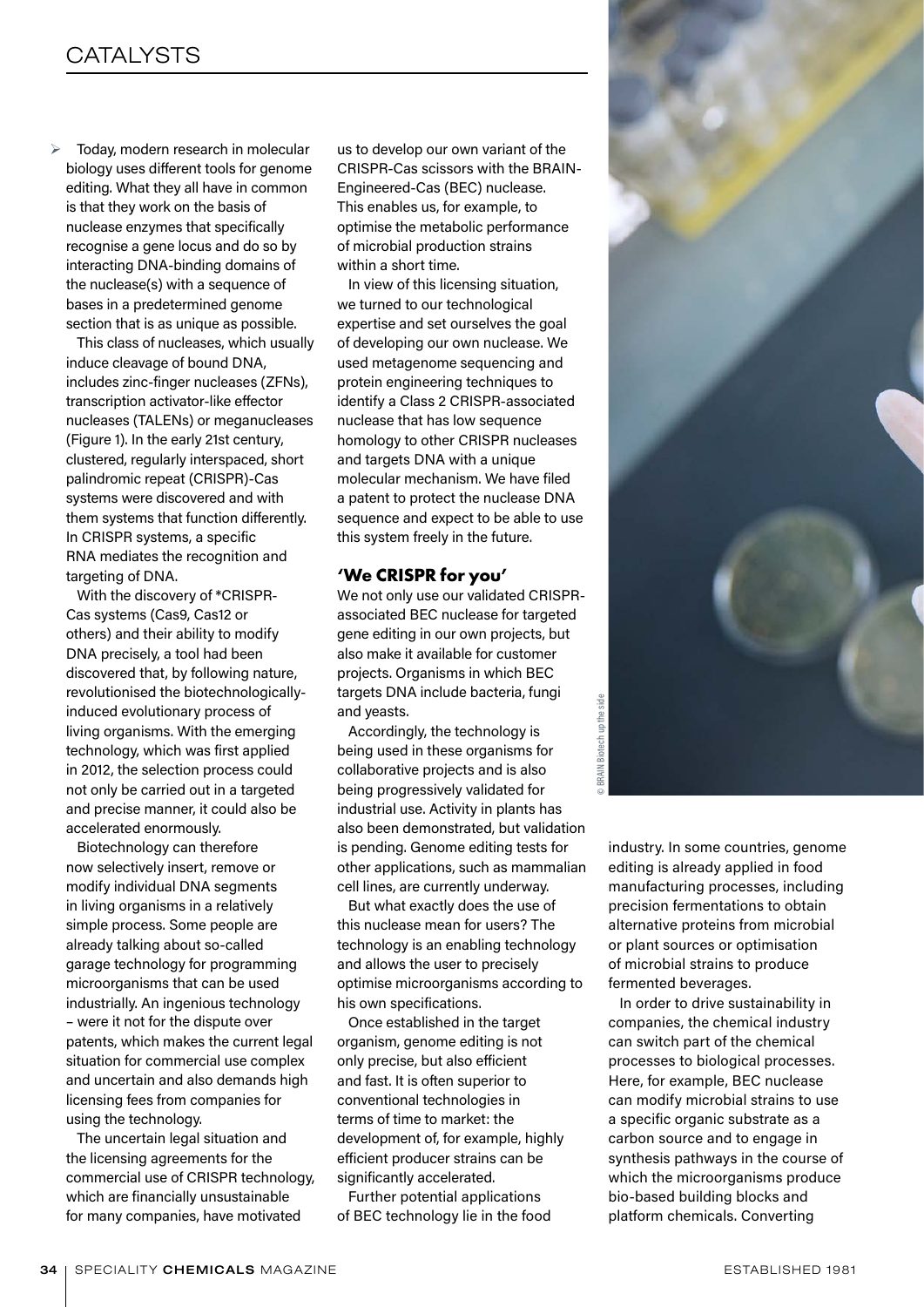Today, modern research in molecular biology uses different tools for genome editing. What they all have in common is that they work on the basis of nuclease enzymes that specifically recognise a gene locus and do so by interacting DNA-binding domains of the nuclease(s) with a sequence of bases in a predetermined genome section that is as unique as possible.

This class of nucleases, which usually induce cleavage of bound DNA, includes zinc-finger nucleases (ZFNs), transcription activator-like effector nucleases (TALENs) or meganucleases (Figure 1). In the early 21st century, clustered, regularly interspaced, short palindromic repeat (CRISPR)-Cas systems were discovered and with them systems that function differently. In CRISPR systems, a specific RNA mediates the recognition and targeting of DNA.

With the discovery of *CRISPR-Cas systems (Cas9, Cas12 or others) and their ability to modify DNA precisely, a tool had been discovered that, by following nature, revolutionised the biotechnologically-induced evolutionary process of living organisms. With the emerging technology, which was first applied in 2012, the selection process could not only be carried out in a targeted and precise manner, it could also be accelerated enormously.

Biotechnology can therefore now selectively insert, remove or modify individual DNA segments in living organisms in a relatively simple process. Some people are already talking about so-called garage technology for programming microorganisms that can be used industrially. An ingenious technology – were it not for the dispute over patents, which makes the current legal situation for commercial use complex and uncertain and also demands high licensing fees from companies for using the technology.

The uncertain legal situation and the licensing agreements for the commercial use of CRISPR technology, which are financially unsustainable for many companies, have motivated us to develop our own variant of the CRISPR-Cas scissors with the BRAIN-Engineered-Cas (BEC) nuclease. This enables us, for example, to optimise the metabolic performance of microbial production strains within a short time.

In view of this licensing situation, we turned to our technological expertise and set ourselves the goal of developing our own nuclease. We used metagenome sequencing and protein engineering techniques to identify a Class 2 CRISPR-associated nuclease that has low sequence homology to other CRISPR nucleases and targets DNA with a unique molecular mechanism. We have filed a patent to protect the nuclease DNA sequence and expect to be able to use this system freely in the future.

## 'We CRISPR for you'

We not only use our validated CRISPR-associated BEC nuclease for targeted gene editing in our own projects, but also make it available for customer projects. Organisms in which BEC targets DNA include bacteria, fungi and yeasts.

Accordingly, the technology is being used in these organisms for collaborative projects and is also being progressively validated for industrial use. Activity in plants has also been demonstrated, but validation is pending. Genome editing tests for other applications, such as mammalian cell lines, are currently underway.

But what exactly does the use of this nuclease mean for users? The technology is an enabling technology and allows the user to precisely optimise microorganisms according to his own specifications.

Once established in the target organism, genome editing is not only precise, but also efficient and fast. It is often superior to conventional technologies in terms of time to market: the development of, for example, highly efficient producer strains can be significantly accelerated.

Further potential applications of BEC technology lie in the food industry. In some countries, genome editing is already applied in food manufacturing processes, including precision fermentations to obtain alternative proteins from microbial or plant sources or optimisation of microbial strains to produce fermented beverages.

In order to drive sustainability in companies, the chemical industry can switch part of the chemical processes to biological processes. Here, for example, BEC nuclease can modify microbial strains to use a specific organic substrate as a carbon source and to engage in synthesis pathways in the course of which the microorganisms produce bio-based building blocks and platform chemicals. Converting

© BRAIN Biotech up the side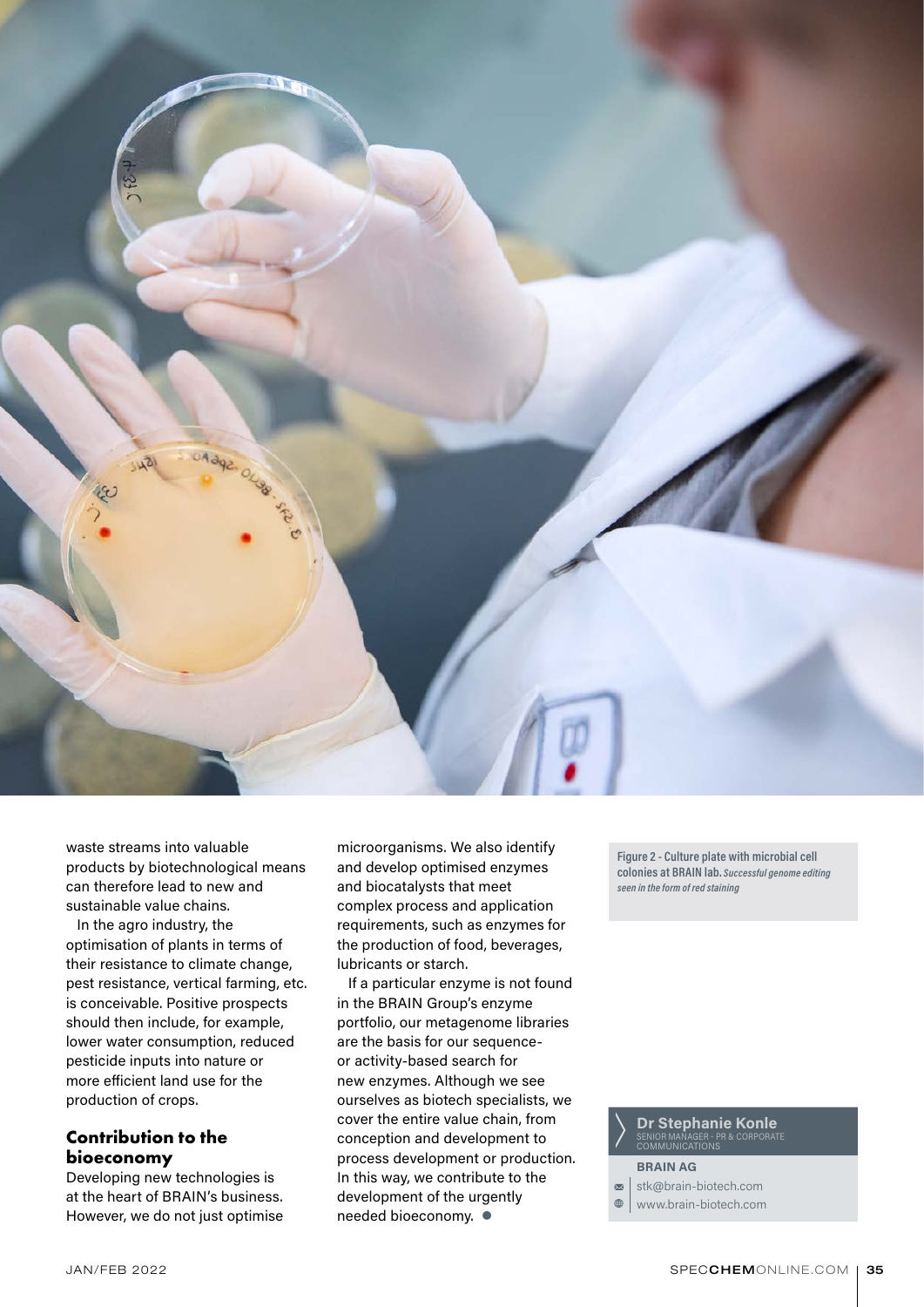waste streams into valuable products by biotechnological means can therefore lead to new and sustainable value chains.

In the agro industry, the optimisation of plants in terms of their resistance to climate change, pest resistance, vertical farming, etc. is conceivable. Positive prospects should then include, for example, lower water consumption, reduced pesticide inputs into nature or more efficient land use for the production of crops.

## Contribution to the bioeconomy

Developing new technologies is at the heart of BRAIN's business. However, we do not just optimise microorganisms. We also identify and develop optimised enzymes and biocatalysts that meet complex process and application requirements, such as enzymes for the production of food, beverages, lubricants or starch.

If a particular enzyme is not found in the BRAIN Group's enzyme portfolio, our metagenome libraries are the basis for our sequence- or activity-based search for new enzymes. Although we see ourselves as biotech specialists, we cover the entire value chain, from conception and development to process development or production. In this way, we contribute to the development of the urgently needed bioeconomy. ●

**Figure 2 - Culture plate with microbial cell colonies at BRAIN lab.** *Successful genome editing seen in the form of red staining*

**Dr Stephanie Konle**
SENIOR MANAGER - PR & CORPORATE COMMUNICATIONS

**BRAIN AG**

stk@brain-biotech.com
www.brain-biotech.com